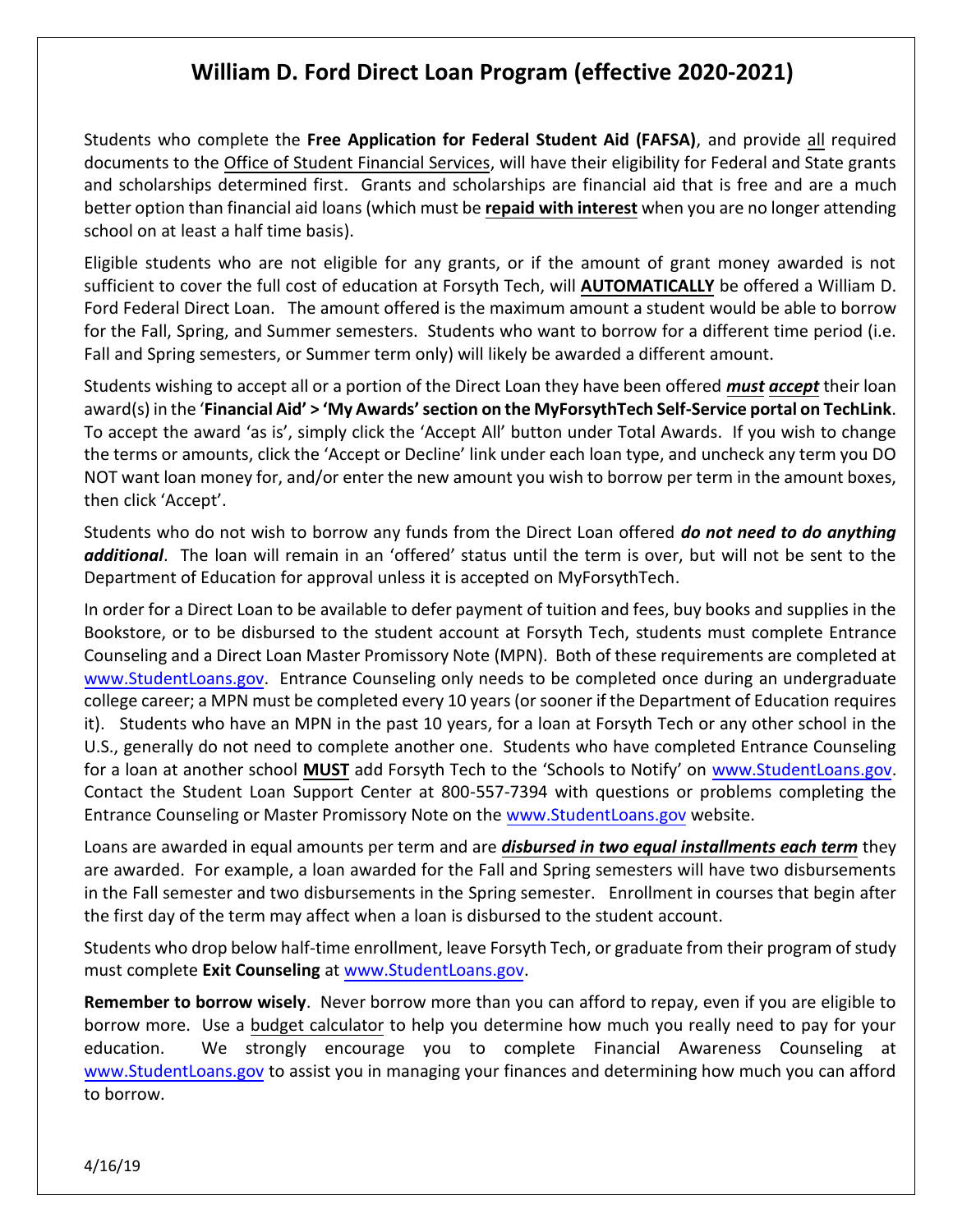# William D. Ford Direct Loan Program (effective 2020-2021)

Students who complete the **Free Application for Federal Student Aid (FAFSA)**, and provide all required documents to the Office of Student Financial Services, will have their eligibility for Federal and State grants and scholarships determined first. Grants and scholarships are financial aid that is free and are a much better option than financial aid loans (which must be **repaid with interest** when you are no longer attending school on at least a half time basis).

Eligible students who are not eligible for any grants, or if the amount of grant money awarded is not sufficient to cover the full cost of education at Forsyth Tech, will **AUTOMATICALLY** be offered a William D. Ford Federal Direct Loan. The amount offered is the maximum amount a student would be able to borrow for the Fall, Spring, and Summer semesters. Students who want to borrow for a different time period (i.e. Fall and Spring semesters, or Summer term only) will likely be awarded a different amount.

Students wishing to accept all or a portion of the Direct Loan they have been offered ***must accept*** their loan award(s) in the '**Financial Aid' > 'My Awards' section on the MyForsythTech Self-Service portal on TechLink**. To accept the award 'as is', simply click the 'Accept All' button under Total Awards. If you wish to change the terms or amounts, click the 'Accept or Decline' link under each loan type, and uncheck any term you DO NOT want loan money for, and/or enter the new amount you wish to borrow per term in the amount boxes, then click 'Accept'.

Students who do not wish to borrow any funds from the Direct Loan offered ***do not need to do anything additional***. The loan will remain in an 'offered' status until the term is over, but will not be sent to the Department of Education for approval unless it is accepted on MyForsythTech.

In order for a Direct Loan to be available to defer payment of tuition and fees, buy books and supplies in the Bookstore, or to be disbursed to the student account at Forsyth Tech, students must complete Entrance Counseling and a Direct Loan Master Promissory Note (MPN). Both of these requirements are completed at www.StudentLoans.gov. Entrance Counseling only needs to be completed once during an undergraduate college career; a MPN must be completed every 10 years (or sooner if the Department of Education requires it). Students who have an MPN in the past 10 years, for a loan at Forsyth Tech or any other school in the U.S., generally do not need to complete another one. Students who have completed Entrance Counseling for a loan at another school **MUST** add Forsyth Tech to the 'Schools to Notify' on www.StudentLoans.gov. Contact the Student Loan Support Center at 800-557-7394 with questions or problems completing the Entrance Counseling or Master Promissory Note on the www.StudentLoans.gov website.

Loans are awarded in equal amounts per term and are ***disbursed in two equal installments each term*** they are awarded. For example, a loan awarded for the Fall and Spring semesters will have two disbursements in the Fall semester and two disbursements in the Spring semester. Enrollment in courses that begin after the first day of the term may affect when a loan is disbursed to the student account.

Students who drop below half-time enrollment, leave Forsyth Tech, or graduate from their program of study must complete **Exit Counseling** at www.StudentLoans.gov.

**Remember to borrow wisely**. Never borrow more than you can afford to repay, even if you are eligible to borrow more. Use a budget calculator to help you determine how much you really need to pay for your education. We strongly encourage you to complete Financial Awareness Counseling at www.StudentLoans.gov to assist you in managing your finances and determining how much you can afford to borrow.

4/16/19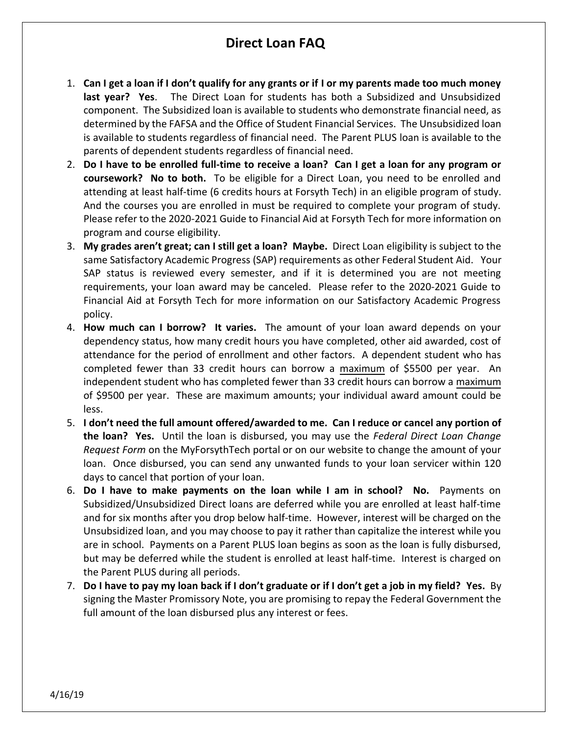## Direct Loan FAQ

1. **Can I get a loan if I don't qualify for any grants or if I or my parents made too much money last year? Yes**. The Direct Loan for students has both a Subsidized and Unsubsidized component. The Subsidized loan is available to students who demonstrate financial need, as determined by the FAFSA and the Office of Student Financial Services. The Unsubsidized loan is available to students regardless of financial need. The Parent PLUS loan is available to the parents of dependent students regardless of financial need.
2. **Do I have to be enrolled full-time to receive a loan? Can I get a loan for any program or coursework? No to both.** To be eligible for a Direct Loan, you need to be enrolled and attending at least half-time (6 credits hours at Forsyth Tech) in an eligible program of study. And the courses you are enrolled in must be required to complete your program of study. Please refer to the 2020-2021 Guide to Financial Aid at Forsyth Tech for more information on program and course eligibility.
3. **My grades aren't great; can I still get a loan? Maybe.** Direct Loan eligibility is subject to the same Satisfactory Academic Progress (SAP) requirements as other Federal Student Aid. Your SAP status is reviewed every semester, and if it is determined you are not meeting requirements, your loan award may be canceled. Please refer to the 2020-2021 Guide to Financial Aid at Forsyth Tech for more information on our Satisfactory Academic Progress policy.
4. **How much can I borrow? It varies.** The amount of your loan award depends on your dependency status, how many credit hours you have completed, other aid awarded, cost of attendance for the period of enrollment and other factors. A dependent student who has completed fewer than 33 credit hours can borrow a <u>maximum</u> of $5500 per year. An independent student who has completed fewer than 33 credit hours can borrow a <u>maximum</u> of $9500 per year. These are maximum amounts; your individual award amount could be less.
5. **I don't need the full amount offered/awarded to me. Can I reduce or cancel any portion of the loan? Yes.** Until the loan is disbursed, you may use the *Federal Direct Loan Change Request Form* on the MyForsythTech portal or on our website to change the amount of your loan. Once disbursed, you can send any unwanted funds to your loan servicer within 120 days to cancel that portion of your loan.
6. **Do I have to make payments on the loan while I am in school? No.** Payments on Subsidized/Unsubsidized Direct loans are deferred while you are enrolled at least half-time and for six months after you drop below half-time. However, interest will be charged on the Unsubsidized loan, and you may choose to pay it rather than capitalize the interest while you are in school. Payments on a Parent PLUS loan begins as soon as the loan is fully disbursed, but may be deferred while the student is enrolled at least half-time. Interest is charged on the Parent PLUS during all periods.
7. **Do I have to pay my loan back if I don't graduate or if I don't get a job in my field? Yes.** By signing the Master Promissory Note, you are promising to repay the Federal Government the full amount of the loan disbursed plus any interest or fees.

4/16/19